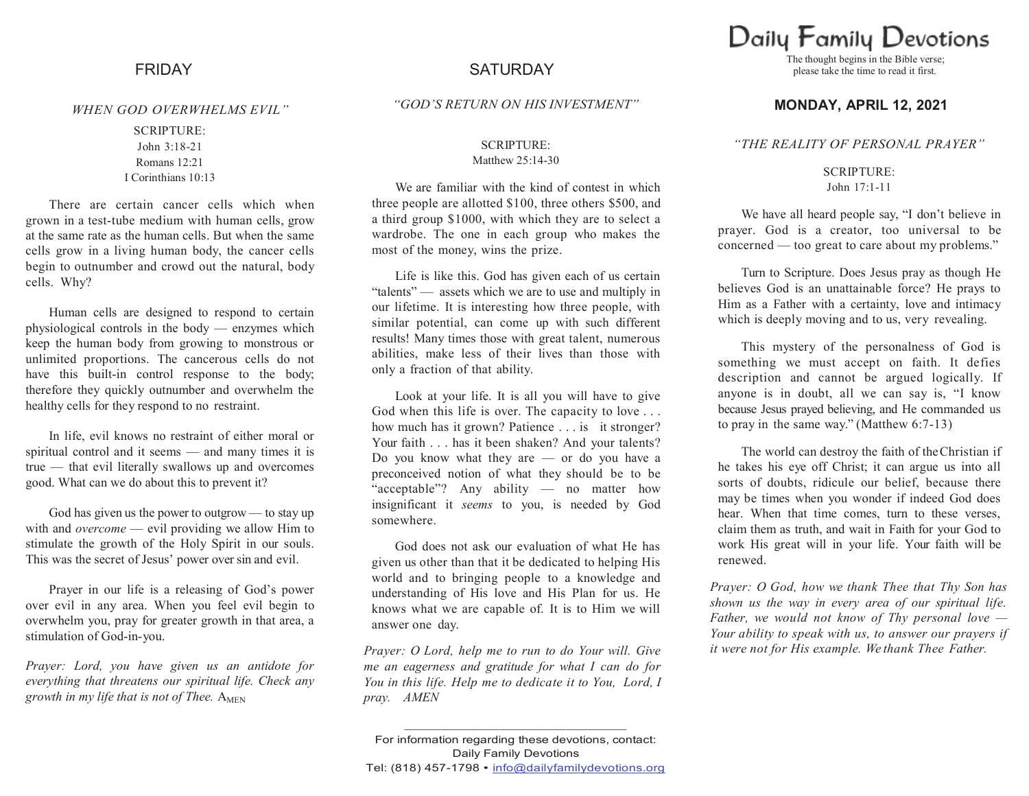## FRIDAY

*WHEN GOD OVERWHELMS EVIL"*

SCRIPTURE:
John 3:18-21
Romans 12:21
I Corinthians 10:13

There are certain cancer cells which when grown in a test-tube medium with human cells, grow at the same rate as the human cells. But when the same cells grow in a living human body, the cancer cells begin to outnumber and crowd out the natural, body cells. Why?

Human cells are designed to respond to certain physiological controls in the body — enzymes which keep the human body from growing to monstrous or unlimited proportions. The cancerous cells do not have this built-in control response to the body; therefore they quickly outnumber and overwhelm the healthy cells for they respond to no restraint.

In life, evil knows no restraint of either moral or spiritual control and it seems — and many times it is true — that evil literally swallows up and overcomes good. What can we do about this to prevent it?

God has given us the power to outgrow — to stay up with and *overcome* — evil providing we allow Him to stimulate the growth of the Holy Spirit in our souls. This was the secret of Jesus' power over sin and evil.

Prayer in our life is a releasing of God's power over evil in any area. When you feel evil begin to overwhelm you, pray for greater growth in that area, a stimulation of God-in-you.

*Prayer: Lord, you have given us an antidote for everything that threatens our spiritual life. Check any growth in my life that is not of Thee.* AMEN

## SATURDAY

*"GOD'S RETURN ON HIS INVESTMENT"*

SCRIPTURE:
Matthew 25:14-30

We are familiar with the kind of contest in which three people are allotted $100, three others $500, and a third group $1000, with which they are to select a wardrobe. The one in each group who makes the most of the money, wins the prize.

Life is like this. God has given each of us certain "talents" — assets which we are to use and multiply in our lifetime. It is interesting how three people, with similar potential, can come up with such different results! Many times those with great talent, numerous abilities, make less of their lives than those with only a fraction of that ability.

Look at your life. It is all you will have to give God when this life is over. The capacity to love . . . how much has it grown? Patience . . . is it stronger? Your faith . . . has it been shaken? And your talents? Do you know what they are — or do you have a preconceived notion of what they should be to be "acceptable"? Any ability — no matter how insignificant it *seems* to you, is needed by God somewhere.

God does not ask our evaluation of what He has given us other than that it be dedicated to helping His world and to bringing people to a knowledge and understanding of His love and His Plan for us. He knows what we are capable of. It is to Him we will answer one day.

*Prayer: O Lord, help me to run to do Your will. Give me an eagerness and gratitude for what I can do for You in this life. Help me to dedicate it to You, Lord, I pray. AMEN*

---

For information regarding these devotions, contact:
Daily Family Devotions
Tel: (818) 457-1798 • info@dailyfamilydevotions.org

# Daily Family Devotions

The thought begins in the Bible verse; please take the time to read it first.

## MONDAY, APRIL 12, 2021

*"THE REALITY OF PERSONAL PRAYER"*

SCRIPTURE:
John 17:1-11

We have all heard people say, "I don't believe in prayer. God is a creator, too universal to be concerned — too great to care about my problems."

Turn to Scripture. Does Jesus pray as though He believes God is an unattainable force? He prays to Him as a Father with a certainty, love and intimacy which is deeply moving and to us, very revealing.

This mystery of the personalness of God is something we must accept on faith. It defies description and cannot be argued logically. If anyone is in doubt, all we can say is, "I know because Jesus prayed believing, and He commanded us to pray in the same way." (Matthew 6:7-13)

The world can destroy the faith of the Christian if he takes his eye off Christ; it can argue us into all sorts of doubts, ridicule our belief, because there may be times when you wonder if indeed God does hear. When that time comes, turn to these verses, claim them as truth, and wait in Faith for your God to work His great will in your life. Your faith will be renewed.

*Prayer: O God, how we thank Thee that Thy Son has shown us the way in every area of our spiritual life. Father, we would not know of Thy personal love — Your ability to speak with us, to answer our prayers if it were not for His example. We thank Thee Father.*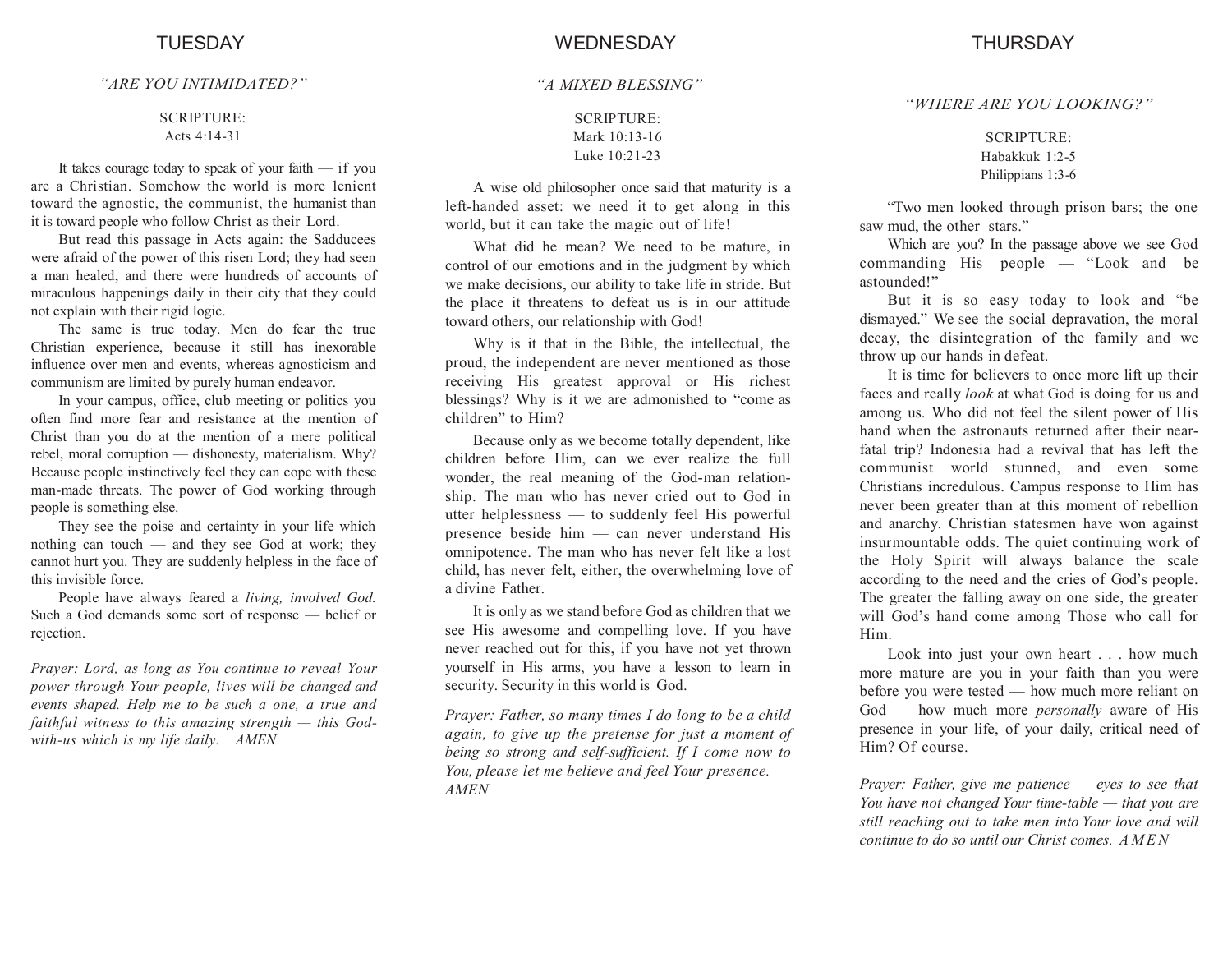## TUESDAY

*"ARE YOU INTIMIDATED?"*

SCRIPTURE:
Acts 4:14-31

It takes courage today to speak of your faith — if you are a Christian. Somehow the world is more lenient toward the agnostic, the communist, the humanist than it is toward people who follow Christ as their Lord.

But read this passage in Acts again: the Sadducees were afraid of the power of this risen Lord; they had seen a man healed, and there were hundreds of accounts of miraculous happenings daily in their city that they could not explain with their rigid logic.

The same is true today. Men do fear the true Christian experience, because it still has inexorable influence over men and events, whereas agnosticism and communism are limited by purely human endeavor.

In your campus, office, club meeting or politics you often find more fear and resistance at the mention of Christ than you do at the mention of a mere political rebel, moral corruption — dishonesty, materialism. Why? Because people instinctively feel they can cope with these man-made threats. The power of God working through people is something else.

They see the poise and certainty in your life which nothing can touch — and they see God at work; they cannot hurt you. They are suddenly helpless in the face of this invisible force.

People have always feared a *living, involved God.* Such a God demands some sort of response — belief or rejection.

*Prayer: Lord, as long as You continue to reveal Your power through Your people, lives will be changed and events shaped. Help me to be such a one, a true and faithful witness to this amazing strength — this God-with-us which is my life daily. AMEN*

## WEDNESDAY

*"A MIXED BLESSING"*

SCRIPTURE:
Mark 10:13-16
Luke 10:21-23

A wise old philosopher once said that maturity is a left-handed asset: we need it to get along in this world, but it can take the magic out of life!

What did he mean? We need to be mature, in control of our emotions and in the judgment by which we make decisions, our ability to take life in stride. But the place it threatens to defeat us is in our attitude toward others, our relationship with God!

Why is it that in the Bible, the intellectual, the proud, the independent are never mentioned as those receiving His greatest approval or His richest blessings? Why is it we are admonished to "come as children" to Him?

Because only as we become totally dependent, like children before Him, can we ever realize the full wonder, the real meaning of the God-man relationship. The man who has never cried out to God in utter helplessness — to suddenly feel His powerful presence beside him — can never understand His omnipotence. The man who has never felt like a lost child, has never felt, either, the overwhelming love of a divine Father.

It is only as we stand before God as children that we see His awesome and compelling love. If you have never reached out for this, if you have not yet thrown yourself in His arms, you have a lesson to learn in security. Security in this world is God.

*Prayer: Father, so many times I do long to be a child again, to give up the pretense for just a moment of being so strong and self-sufficient. If I come now to You, please let me believe and feel Your presence. AMEN*

## THURSDAY

*"WHERE ARE YOU LOOKING?"*

SCRIPTURE:
Habakkuk 1:2-5
Philippians 1:3-6

"Two men looked through prison bars; the one saw mud, the other stars."

Which are you? In the passage above we see God commanding His people — "Look and be astounded!"

But it is so easy today to look and "be dismayed." We see the social depravation, the moral decay, the disintegration of the family and we throw up our hands in defeat.

It is time for believers to once more lift up their faces and really *look* at what God is doing for us and among us. Who did not feel the silent power of His hand when the astronauts returned after their near-fatal trip? Indonesia had a revival that has left the communist world stunned, and even some Christians incredulous. Campus response to Him has never been greater than at this moment of rebellion and anarchy. Christian statesmen have won against insurmountable odds. The quiet continuing work of the Holy Spirit will always balance the scale according to the need and the cries of God's people. The greater the falling away on one side, the greater will God's hand come among Those who call for Him.

Look into just your own heart . . . how much more mature are you in your faith than you were before you were tested — how much more reliant on God — how much more *personally* aware of His presence in your life, of your daily, critical need of Him? Of course.

*Prayer: Father, give me patience — eyes to see that You have not changed Your time-table — that you are still reaching out to take men into Your love and will continue to do so until our Christ comes. AMEN*